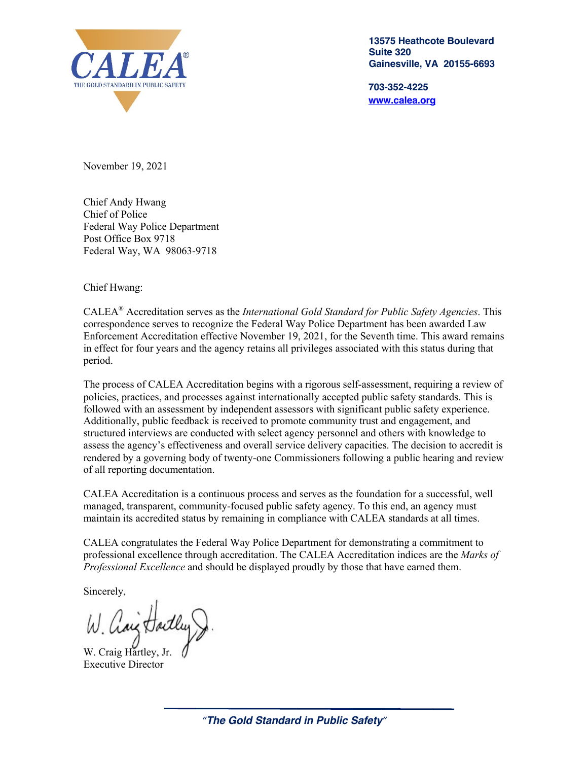**CALEA®**
THE GOLD STANDARD IN PUBLIC SAFETY

**13575 Heathcote Boulevard**
**Suite 320**
**Gainesville, VA 20155-6693**

**703-352-4225**
**www.calea.org**

November 19, 2021

Chief Andy Hwang
Chief of Police
Federal Way Police Department
Post Office Box 9718
Federal Way, WA 98063-9718

Chief Hwang:

CALEA® Accreditation serves as the *International Gold Standard for Public Safety Agencies*. This correspondence serves to recognize the Federal Way Police Department has been awarded Law Enforcement Accreditation effective November 19, 2021, for the Seventh time. This award remains in effect for four years and the agency retains all privileges associated with this status during that period.

The process of CALEA Accreditation begins with a rigorous self-assessment, requiring a review of policies, practices, and processes against internationally accepted public safety standards. This is followed with an assessment by independent assessors with significant public safety experience. Additionally, public feedback is received to promote community trust and engagement, and structured interviews are conducted with select agency personnel and others with knowledge to assess the agency's effectiveness and overall service delivery capacities. The decision to accredit is rendered by a governing body of twenty-one Commissioners following a public hearing and review of all reporting documentation.

CALEA Accreditation is a continuous process and serves as the foundation for a successful, well managed, transparent, community-focused public safety agency. To this end, an agency must maintain its accredited status by remaining in compliance with CALEA standards at all times.

CALEA congratulates the Federal Way Police Department for demonstrating a commitment to professional excellence through accreditation. The CALEA Accreditation indices are the *Marks of Professional Excellence* and should be displayed proudly by those that have earned them.

Sincerely,

W. Craig Hartley, Jr.
Executive Director

***"The Gold Standard in Public Safety"***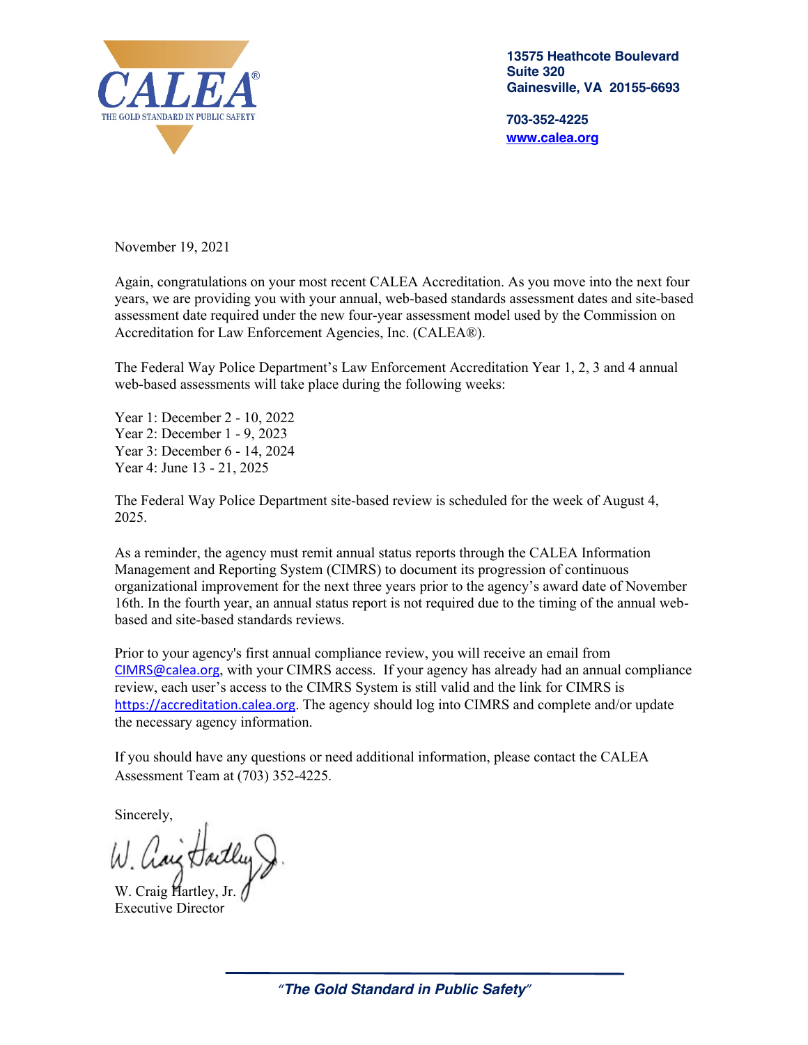CALEA®

THE GOLD STANDARD IN PUBLIC SAFETY

**13575 Heathcote Boulevard**
**Suite 320**
**Gainesville, VA 20155-6693**

**703-352-4225**
**www.calea.org**

November 19, 2021

Again, congratulations on your most recent CALEA Accreditation. As you move into the next four years, we are providing you with your annual, web-based standards assessment dates and site-based assessment date required under the new four-year assessment model used by the Commission on Accreditation for Law Enforcement Agencies, Inc. (CALEA®).

The Federal Way Police Department's Law Enforcement Accreditation Year 1, 2, 3 and 4 annual web-based assessments will take place during the following weeks:

Year 1: December 2 - 10, 2022
Year 2: December 1 - 9, 2023
Year 3: December 6 - 14, 2024
Year 4: June 13 - 21, 2025

The Federal Way Police Department site-based review is scheduled for the week of August 4, 2025.

As a reminder, the agency must remit annual status reports through the CALEA Information Management and Reporting System (CIMRS) to document its progression of continuous organizational improvement for the next three years prior to the agency's award date of November 16th. In the fourth year, an annual status report is not required due to the timing of the annual web-based and site-based standards reviews.

Prior to your agency's first annual compliance review, you will receive an email from CIMRS@calea.org, with your CIMRS access. If your agency has already had an annual compliance review, each user's access to the CIMRS System is still valid and the link for CIMRS is https://accreditation.calea.org. The agency should log into CIMRS and complete and/or update the necessary agency information.

If you should have any questions or need additional information, please contact the CALEA Assessment Team at (703) 352-4225.

Sincerely,

W. Craig Hartley, Jr.
Executive Director

*"The Gold Standard in Public Safety"*